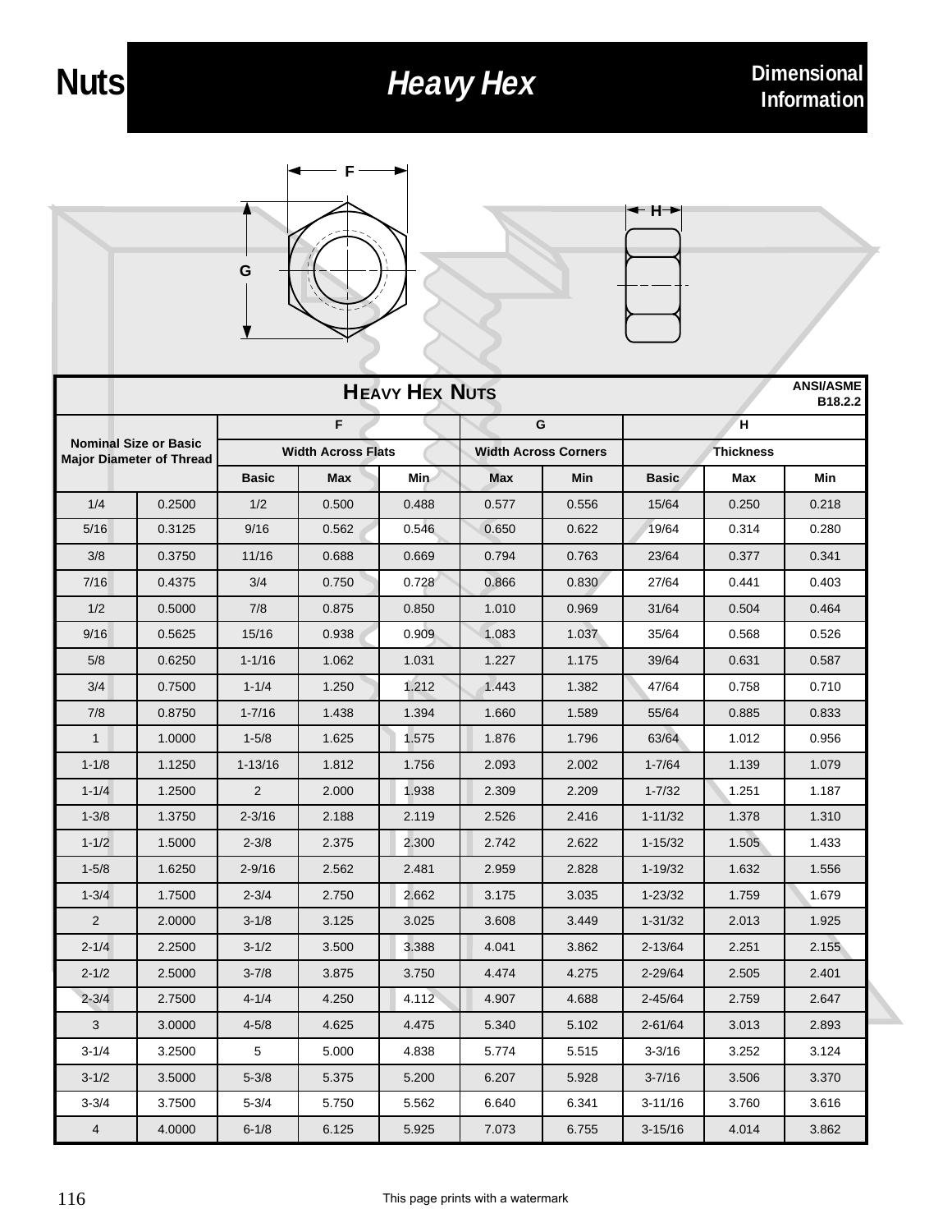# Nuts

## Heavy Hex

**Dimensional Information**

| **HEAVY HEX NUTS** | | | | | | | | | ANSI/ASME B18.2.2 |
|---|---|---|---|---|---|---|---|---|---|
| Nominal Size or Basic Major Diameter of Thread | | F | | | G | | H | | |
| | | Width Across Flats | | | Width Across Corners | | Thickness | | |
| | | Basic | Max | Min | Max | Min | Basic | Max | Min |
| 1/4 | 0.2500 | 1/2 | 0.500 | 0.488 | 0.577 | 0.556 | 15/64 | 0.250 | 0.218 |
| 5/16 | 0.3125 | 9/16 | 0.562 | 0.546 | 0.650 | 0.622 | 19/64 | 0.314 | 0.280 |
| 3/8 | 0.3750 | 11/16 | 0.688 | 0.669 | 0.794 | 0.763 | 23/64 | 0.377 | 0.341 |
| 7/16 | 0.4375 | 3/4 | 0.750 | 0.728 | 0.866 | 0.830 | 27/64 | 0.441 | 0.403 |
| 1/2 | 0.5000 | 7/8 | 0.875 | 0.850 | 1.010 | 0.969 | 31/64 | 0.504 | 0.464 |
| 9/16 | 0.5625 | 15/16 | 0.938 | 0.909 | 1.083 | 1.037 | 35/64 | 0.568 | 0.526 |
| 5/8 | 0.6250 | 1-1/16 | 1.062 | 1.031 | 1.227 | 1.175 | 39/64 | 0.631 | 0.587 |
| 3/4 | 0.7500 | 1-1/4 | 1.250 | 1.212 | 1.443 | 1.382 | 47/64 | 0.758 | 0.710 |
| 7/8 | 0.8750 | 1-7/16 | 1.438 | 1.394 | 1.660 | 1.589 | 55/64 | 0.885 | 0.833 |
| 1 | 1.0000 | 1-5/8 | 1.625 | 1.575 | 1.876 | 1.796 | 63/64 | 1.012 | 0.956 |
| 1-1/8 | 1.1250 | 1-13/16 | 1.812 | 1.756 | 2.093 | 2.002 | 1-7/64 | 1.139 | 1.079 |
| 1-1/4 | 1.2500 | 2 | 2.000 | 1.938 | 2.309 | 2.209 | 1-7/32 | 1.251 | 1.187 |
| 1-3/8 | 1.3750 | 2-3/16 | 2.188 | 2.119 | 2.526 | 2.416 | 1-11/32 | 1.378 | 1.310 |
| 1-1/2 | 1.5000 | 2-3/8 | 2.375 | 2.300 | 2.742 | 2.622 | 1-15/32 | 1.505 | 1.433 |
| 1-5/8 | 1.6250 | 2-9/16 | 2.562 | 2.481 | 2.959 | 2.828 | 1-19/32 | 1.632 | 1.556 |
| 1-3/4 | 1.7500 | 2-3/4 | 2.750 | 2.662 | 3.175 | 3.035 | 1-23/32 | 1.759 | 1.679 |
| 2 | 2.0000 | 3-1/8 | 3.125 | 3.025 | 3.608 | 3.449 | 1-31/32 | 2.013 | 1.925 |
| 2-1/4 | 2.2500 | 3-1/2 | 3.500 | 3.388 | 4.041 | 3.862 | 2-13/64 | 2.251 | 2.155 |
| 2-1/2 | 2.5000 | 3-7/8 | 3.875 | 3.750 | 4.474 | 4.275 | 2-29/64 | 2.505 | 2.401 |
| 2-3/4 | 2.7500 | 4-1/4 | 4.250 | 4.112 | 4.907 | 4.688 | 2-45/64 | 2.759 | 2.647 |
| 3 | 3.0000 | 4-5/8 | 4.625 | 4.475 | 5.340 | 5.102 | 2-61/64 | 3.013 | 2.893 |
| 3-1/4 | 3.2500 | 5 | 5.000 | 4.838 | 5.774 | 5.515 | 3-3/16 | 3.252 | 3.124 |
| 3-1/2 | 3.5000 | 5-3/8 | 5.375 | 5.200 | 6.207 | 5.928 | 3-7/16 | 3.506 | 3.370 |
| 3-3/4 | 3.7500 | 5-3/4 | 5.750 | 5.562 | 6.640 | 6.341 | 3-11/16 | 3.760 | 3.616 |
| 4 | 4.0000 | 6-1/8 | 6.125 | 5.925 | 7.073 | 6.755 | 3-15/16 | 4.014 | 3.862 |

This page prints with a watermark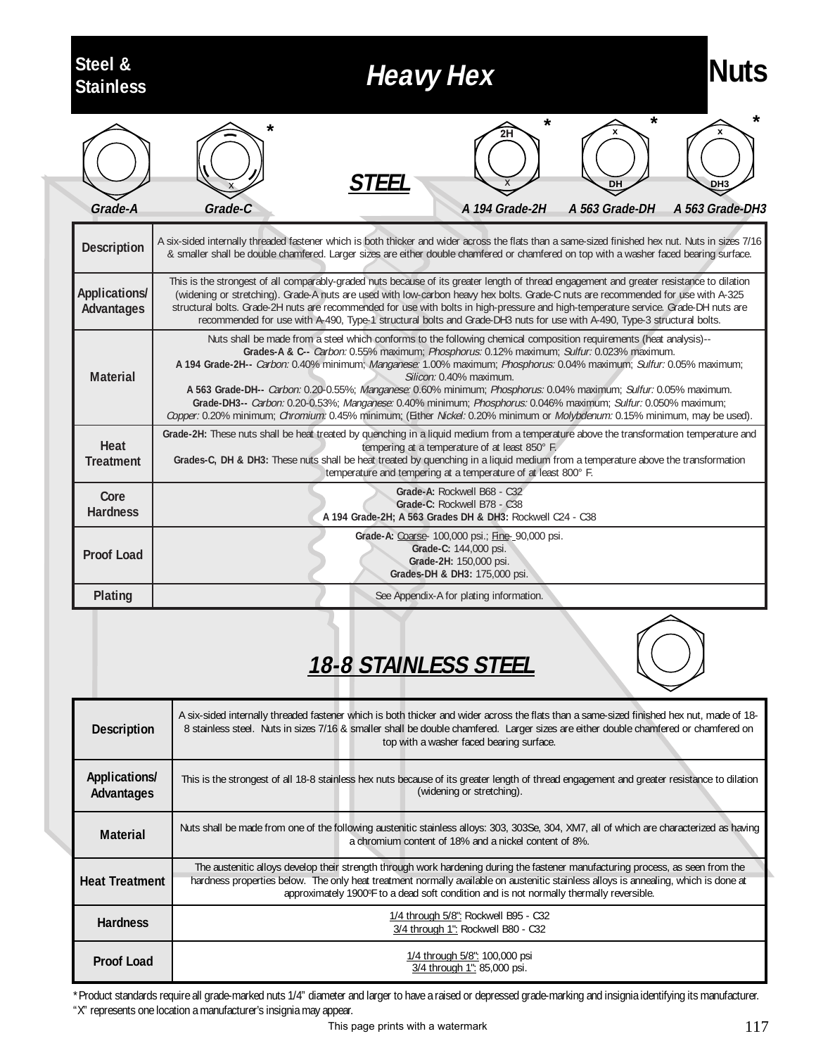# Steel & Stainless — Heavy Hex Nuts

## STEEL

Grade-A | Grade-C * | A 194 Grade-2H * | A 563 Grade-DH * | A 563 Grade-DH3 *

| | |
|---|---|
| **Description** | A six-sided internally threaded fastener which is both thicker and wider across the flats than a same-sized finished hex nut. Nuts in sizes 7/16 & smaller shall be double chamfered. Larger sizes are either double chamfered or chamfered on top with a washer faced bearing surface. |
| **Applications/ Advantages** | This is the strongest of all comparably-graded nuts because of its greater length of thread engagement and greater resistance to dilation (widening or stretching). Grade-A nuts are used with low-carbon heavy hex bolts. Grade-C nuts are recommended for use with A-325 structural bolts. Grade-2H nuts are recommended for use with bolts in high-pressure and high-temperature service. Grade-DH nuts are recommended for use with A-490, Type-1 structural bolts and Grade-DH3 nuts for use with A-490, Type-3 structural bolts. |
| **Material** | Nuts shall be made from a steel which conforms to the following chemical composition requirements (heat analysis)-- **Grades-A & C--** *Carbon:* 0.55% maximum; *Phosphorus:* 0.12% maximum; *Sulfur:* 0.023% maximum. **A 194 Grade-2H--** *Carbon:* 0.40% minimum; *Manganese:* 1.00% maximum; *Phosphorus:* 0.04% maximum; *Sulfur:* 0.05% maximum; *Silicon:* 0.40% maximum. **A 563 Grade-DH--** *Carbon:* 0.20-0.55%; *Manganese:* 0.60% minimum; *Phosphorus:* 0.04% maximum; *Sulfur:* 0.05% maximum. **Grade-DH3--** *Carbon:* 0.20-0.53%; *Manganese:* 0.40% minimum; *Phosphorus:* 0.046% maximum; *Sulfur:* 0.050% maximum; *Copper:* 0.20% minimum; *Chromium:* 0.45% minimum; (Either *Nickel:* 0.20% minimum or *Molybdenum:* 0.15% minimum, may be used). |
| **Heat Treatment** | **Grade-2H:** These nuts shall be heat treated by quenching in a liquid medium from a temperature above the transformation temperature and tempering at a temperature of at least 850° F. **Grades-C, DH & DH3:** These nuts shall be heat treated by quenching in a liquid medium from a temperature above the transformation temperature and tempering at a temperature of at least 800° F. |
| **Core Hardness** | **Grade-A:** Rockwell B68 - C32<br>**Grade-C:** Rockwell B78 - C38<br>**A 194 Grade-2H; A 563 Grades DH & DH3:** Rockwell C24 - C38 |
| **Proof Load** | **Grade-A:** Coarse- 100,000 psi.; Fine- 90,000 psi.<br>**Grade-C:** 144,000 psi.<br>**Grade-2H:** 150,000 psi.<br>**Grades-DH & DH3:** 175,000 psi. |
| **Plating** | See Appendix-A for plating information. |

## 18-8 STAINLESS STEEL

| | |
|---|---|
| **Description** | A six-sided internally threaded fastener which is both thicker and wider across the flats than a same-sized finished hex nut, made of 18-8 stainless steel. Nuts in sizes 7/16 & smaller shall be double chamfered. Larger sizes are either double chamfered or chamfered on top with a washer faced bearing surface. |
| **Applications/ Advantages** | This is the strongest of all 18-8 stainless hex nuts because of its greater length of thread engagement and greater resistance to dilation (widening or stretching). |
| **Material** | Nuts shall be made from one of the following austenitic stainless alloys: 303, 303Se, 304, XM7, all of which are characterized as having a chromium content of 18% and a nickel content of 8%. |
| **Heat Treatment** | The austenitic alloys develop their strength through work hardening during the fastener manufacturing process, as seen from the hardness properties below. The only heat treatment normally available on austenitic stainless alloys is annealing, which is done at approximately 1900ºF to a dead soft condition and is not normally thermally reversible. |
| **Hardness** | 1/4 through 5/8": Rockwell B95 - C32<br>3/4 through 1": Rockwell B80 - C32 |
| **Proof Load** | 1/4 through 5/8": 100,000 psi<br>3/4 through 1": 85,000 psi. |

*Product standards require all grade-marked nuts 1/4" diameter and larger to have a raised or depressed grade-marking and insignia identifying its manufacturer.
"X" represents one location a manufacturer's insignia may appear.